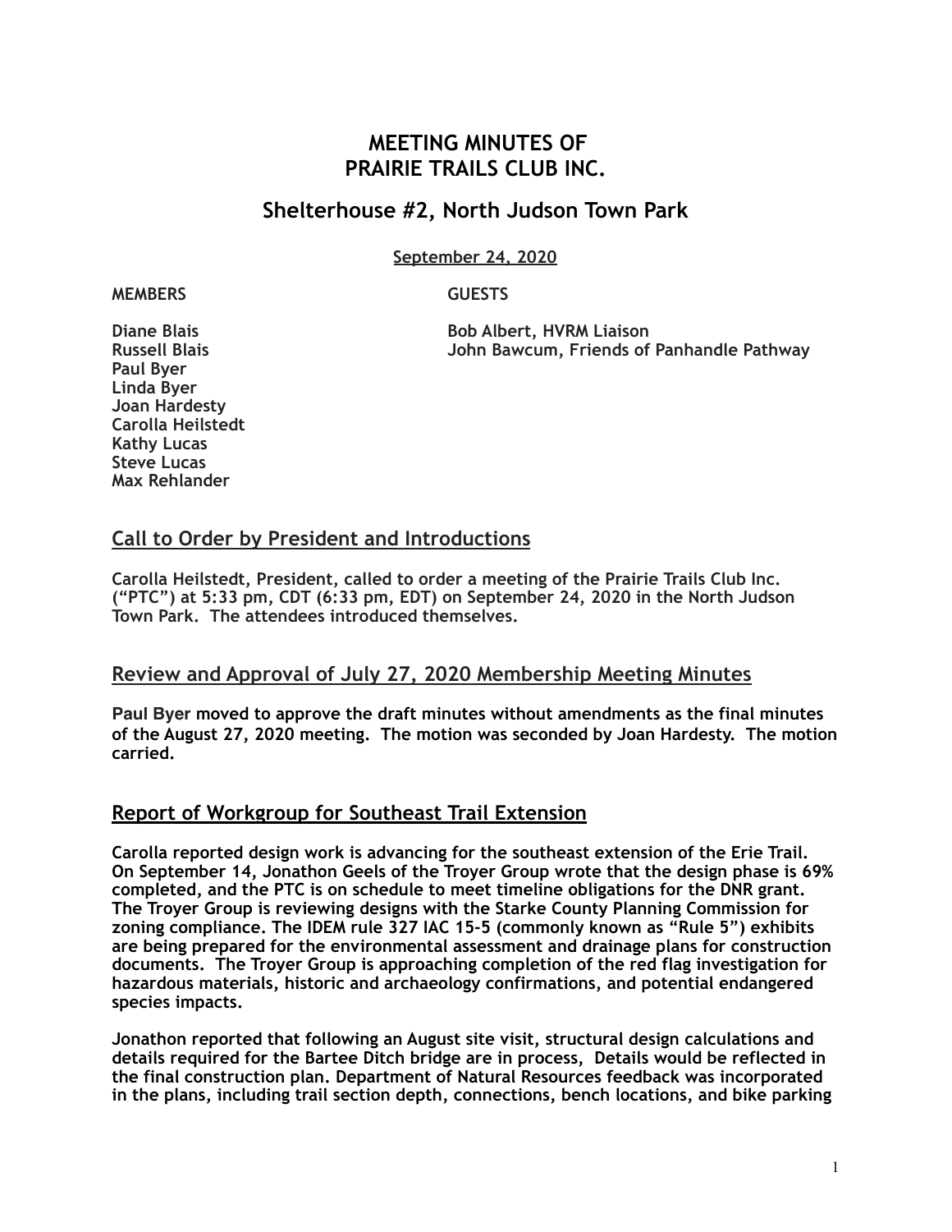# MEETING MINUTES OF PRAIRIE TRAILS CLUB INC.

## Shelterhouse #2, North Judson Town Park

September 24, 2020

**MEMBERS**

**Diane Blais**
**Russell Blais**
**Paul Byer**
**Linda Byer**
**Joan Hardesty**
**Carolla Heilstedt**
**Kathy Lucas**
**Steve Lucas**
**Max Rehlander**

**GUESTS**

**Bob Albert, HVRM Liaison**
**John Bawcum, Friends of Panhandle Pathway**

## Call to Order by President and Introductions

**Carolla Heilstedt, President, called to order a meeting of the Prairie Trails Club Inc. ("PTC") at 5:33 pm, CDT (6:33 pm, EDT) on September 24, 2020 in the North Judson Town Park. The attendees introduced themselves.**

## Review and Approval of July 27, 2020 Membership Meeting Minutes

**Paul Byer moved to approve the draft minutes without amendments as the final minutes of the August 27, 2020 meeting. The motion was seconded by Joan Hardesty. The motion carried.**

## Report of Workgroup for Southeast Trail Extension

**Carolla reported design work is advancing for the southeast extension of the Erie Trail. On September 14, Jonathon Geels of the Troyer Group wrote that the design phase is 69% completed, and the PTC is on schedule to meet timeline obligations for the DNR grant. The Troyer Group is reviewing designs with the Starke County Planning Commission for zoning compliance. The IDEM rule 327 IAC 15-5 (commonly known as "Rule 5") exhibits are being prepared for the environmental assessment and drainage plans for construction documents. The Troyer Group is approaching completion of the red flag investigation for hazardous materials, historic and archaeology confirmations, and potential endangered species impacts.**

**Jonathon reported that following an August site visit, structural design calculations and details required for the Bartee Ditch bridge are in process, Details would be reflected in the final construction plan. Department of Natural Resources feedback was incorporated in the plans, including trail section depth, connections, bench locations, and bike parking**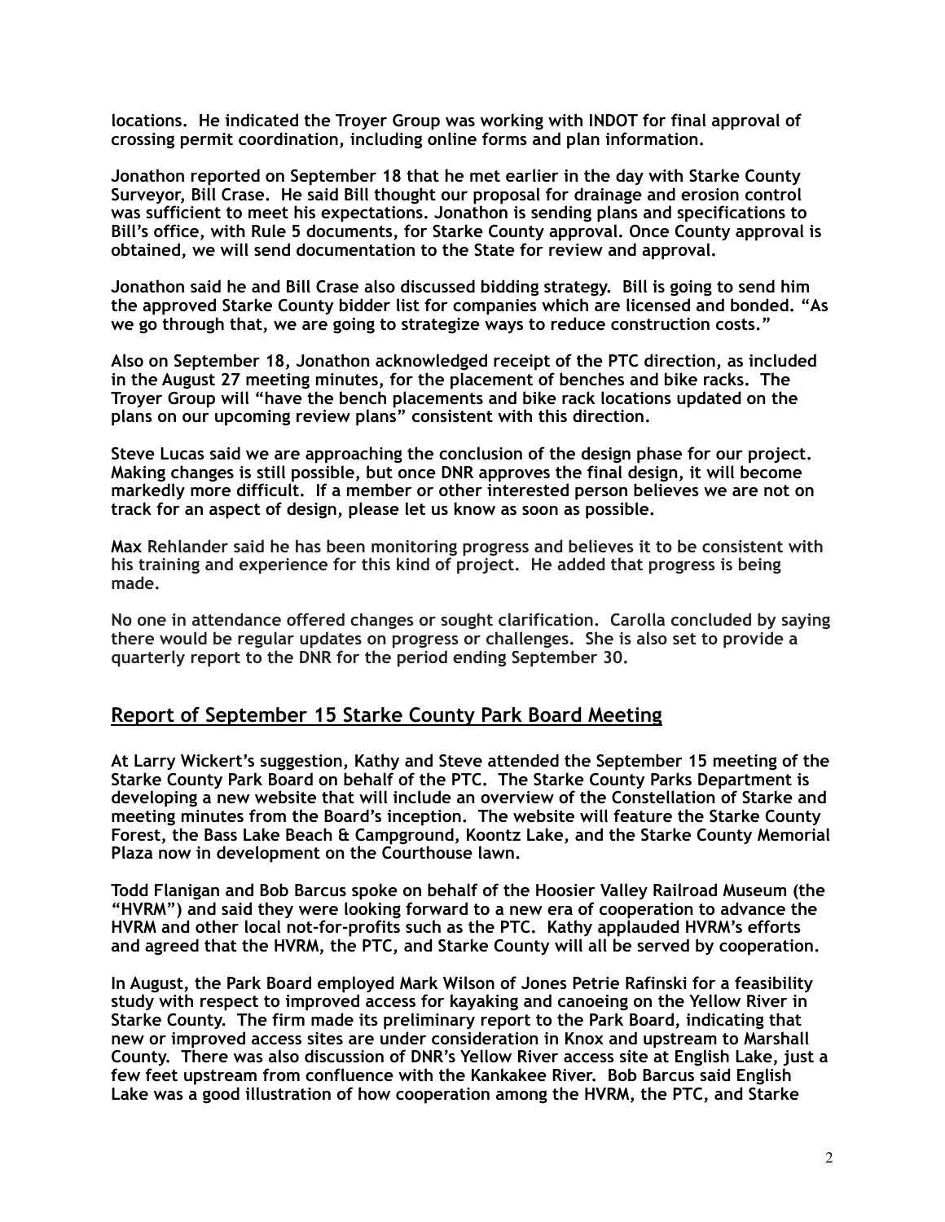locations. He indicated the Troyer Group was working with INDOT for final approval of crossing permit coordination, including online forms and plan information.

Jonathon reported on September 18 that he met earlier in the day with Starke County Surveyor, Bill Crase. He said Bill thought our proposal for drainage and erosion control was sufficient to meet his expectations. Jonathon is sending plans and specifications to Bill's office, with Rule 5 documents, for Starke County approval. Once County approval is obtained, we will send documentation to the State for review and approval.

Jonathon said he and Bill Crase also discussed bidding strategy. Bill is going to send him the approved Starke County bidder list for companies which are licensed and bonded. "As we go through that, we are going to strategize ways to reduce construction costs."

Also on September 18, Jonathon acknowledged receipt of the PTC direction, as included in the August 27 meeting minutes, for the placement of benches and bike racks. The Troyer Group will "have the bench placements and bike rack locations updated on the plans on our upcoming review plans" consistent with this direction.

Steve Lucas said we are approaching the conclusion of the design phase for our project. Making changes is still possible, but once DNR approves the final design, it will become markedly more difficult. If a member or other interested person believes we are not on track for an aspect of design, please let us know as soon as possible.

Max Rehlander said he has been monitoring progress and believes it to be consistent with his training and experience for this kind of project. He added that progress is being made.

No one in attendance offered changes or sought clarification. Carolla concluded by saying there would be regular updates on progress or challenges. She is also set to provide a quarterly report to the DNR for the period ending September 30.

## Report of September 15 Starke County Park Board Meeting

At Larry Wickert's suggestion, Kathy and Steve attended the September 15 meeting of the Starke County Park Board on behalf of the PTC. The Starke County Parks Department is developing a new website that will include an overview of the Constellation of Starke and meeting minutes from the Board's inception. The website will feature the Starke County Forest, the Bass Lake Beach & Campground, Koontz Lake, and the Starke County Memorial Plaza now in development on the Courthouse lawn.

Todd Flanigan and Bob Barcus spoke on behalf of the Hoosier Valley Railroad Museum (the "HVRM") and said they were looking forward to a new era of cooperation to advance the HVRM and other local not-for-profits such as the PTC. Kathy applauded HVRM's efforts and agreed that the HVRM, the PTC, and Starke County will all be served by cooperation.

In August, the Park Board employed Mark Wilson of Jones Petrie Rafinski for a feasibility study with respect to improved access for kayaking and canoeing on the Yellow River in Starke County. The firm made its preliminary report to the Park Board, indicating that new or improved access sites are under consideration in Knox and upstream to Marshall County. There was also discussion of DNR's Yellow River access site at English Lake, just a few feet upstream from confluence with the Kankakee River. Bob Barcus said English Lake was a good illustration of how cooperation among the HVRM, the PTC, and Starke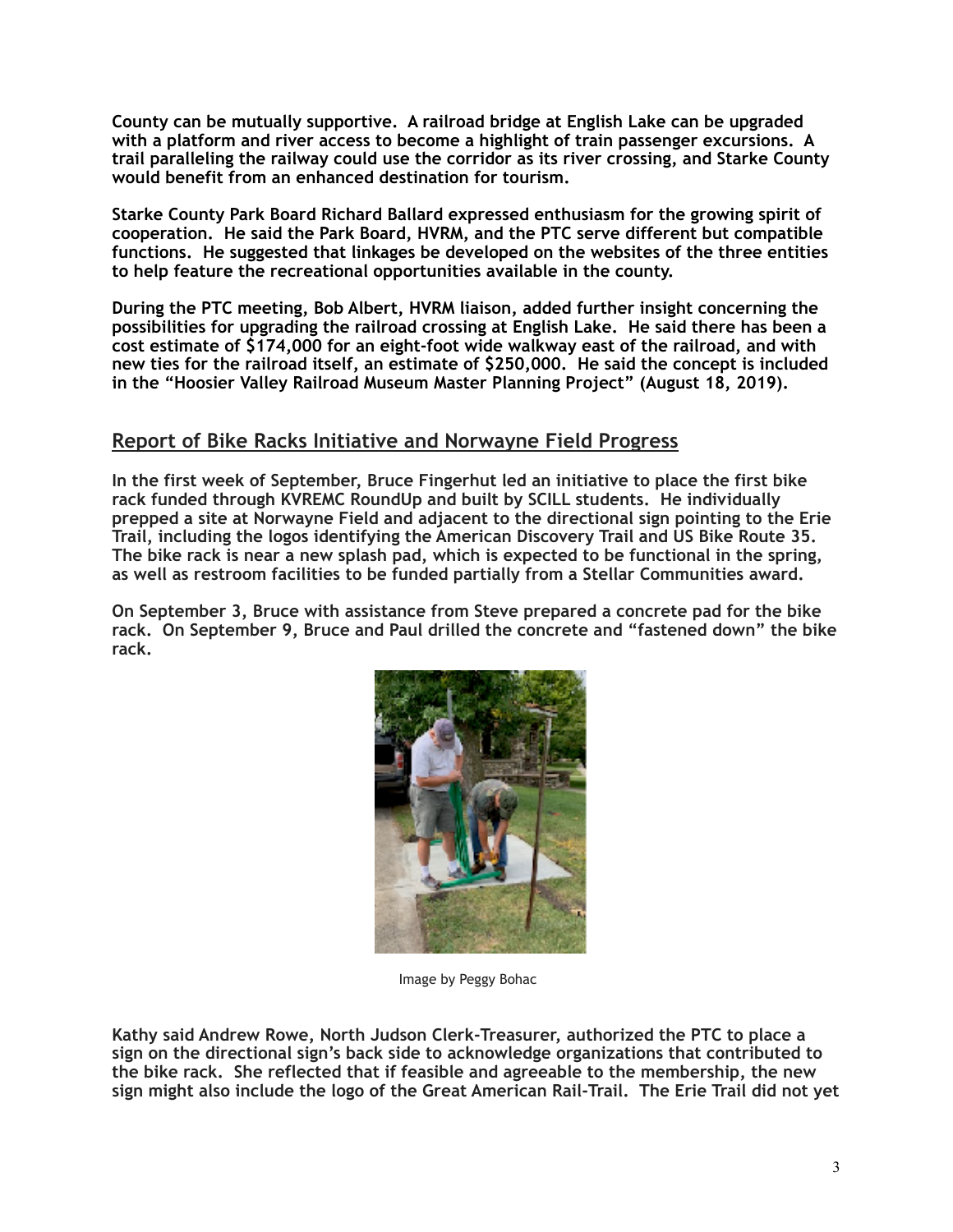County can be mutually supportive. A railroad bridge at English Lake can be upgraded with a platform and river access to become a highlight of train passenger excursions. A trail paralleling the railway could use the corridor as its river crossing, and Starke County would benefit from an enhanced destination for tourism.

Starke County Park Board Richard Ballard expressed enthusiasm for the growing spirit of cooperation. He said the Park Board, HVRM, and the PTC serve different but compatible functions. He suggested that linkages be developed on the websites of the three entities to help feature the recreational opportunities available in the county.

During the PTC meeting, Bob Albert, HVRM liaison, added further insight concerning the possibilities for upgrading the railroad crossing at English Lake. He said there has been a cost estimate of $174,000 for an eight-foot wide walkway east of the railroad, and with new ties for the railroad itself, an estimate of $250,000. He said the concept is included in the "Hoosier Valley Railroad Museum Master Planning Project" (August 18, 2019).

## Report of Bike Racks Initiative and Norwayne Field Progress

In the first week of September, Bruce Fingerhut led an initiative to place the first bike rack funded through KVREMC RoundUp and built by SCILL students. He individually prepped a site at Norwayne Field and adjacent to the directional sign pointing to the Erie Trail, including the logos identifying the American Discovery Trail and US Bike Route 35. The bike rack is near a new splash pad, which is expected to be functional in the spring, as well as restroom facilities to be funded partially from a Stellar Communities award.

On September 3, Bruce with assistance from Steve prepared a concrete pad for the bike rack. On September 9, Bruce and Paul drilled the concrete and "fastened down" the bike rack.

Image by Peggy Bohac

Kathy said Andrew Rowe, North Judson Clerk-Treasurer, authorized the PTC to place a sign on the directional sign's back side to acknowledge organizations that contributed to the bike rack. She reflected that if feasible and agreeable to the membership, the new sign might also include the logo of the Great American Rail-Trail. The Erie Trail did not yet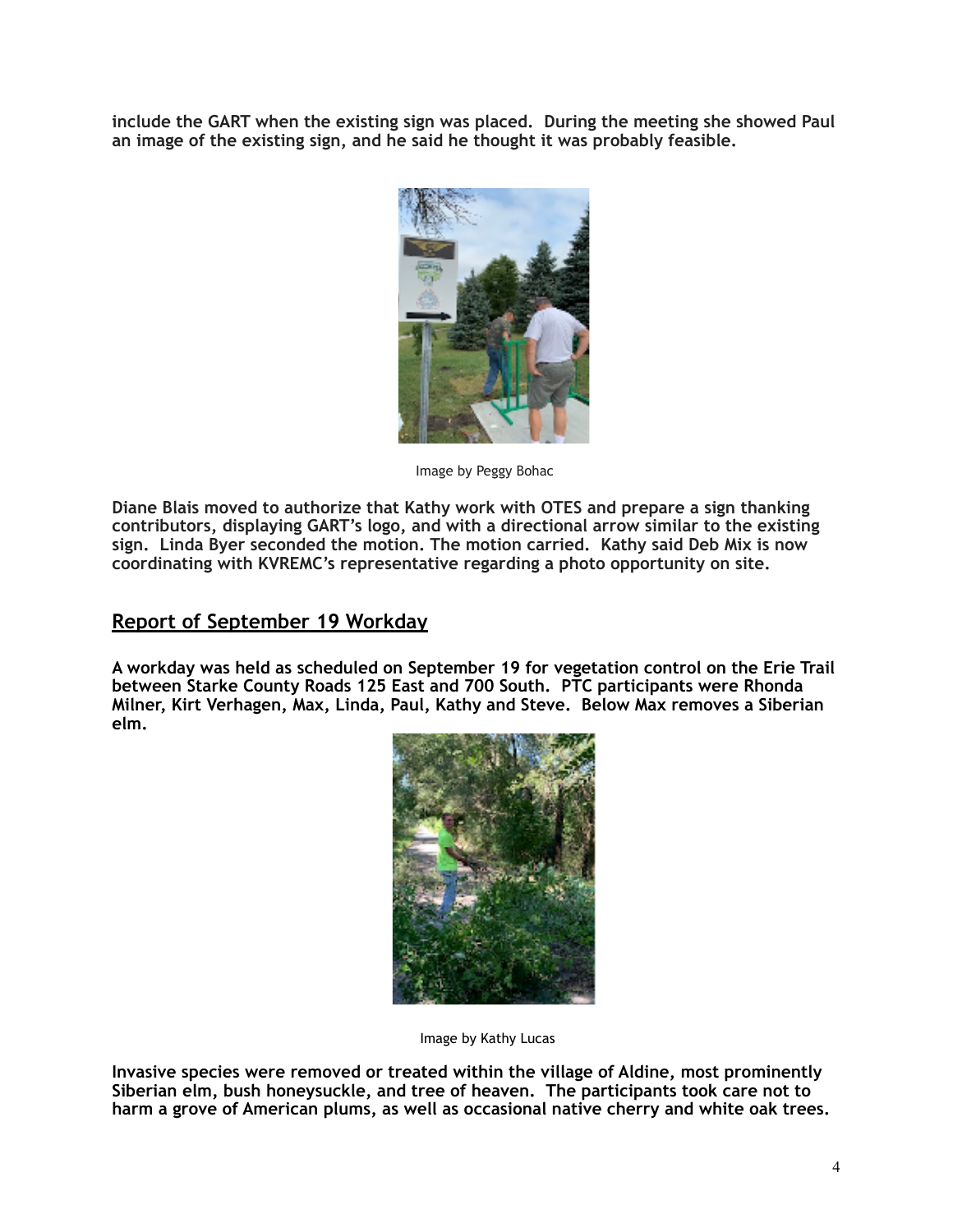**include the GART when the existing sign was placed. During the meeting she showed Paul an image of the existing sign, and he said he thought it was probably feasible.**

Image by Peggy Bohac

**Diane Blais moved to authorize that Kathy work with OTES and prepare a sign thanking contributors, displaying GART's logo, and with a directional arrow similar to the existing sign. Linda Byer seconded the motion. The motion carried. Kathy said Deb Mix is now coordinating with KVREMC's representative regarding a photo opportunity on site.**

## Report of September 19 Workday

**A workday was held as scheduled on September 19 for vegetation control on the Erie Trail between Starke County Roads 125 East and 700 South. PTC participants were Rhonda Milner, Kirt Verhagen, Max, Linda, Paul, Kathy and Steve. Below Max removes a Siberian elm.**

Image by Kathy Lucas

**Invasive species were removed or treated within the village of Aldine, most prominently Siberian elm, bush honeysuckle, and tree of heaven. The participants took care not to harm a grove of American plums, as well as occasional native cherry and white oak trees.**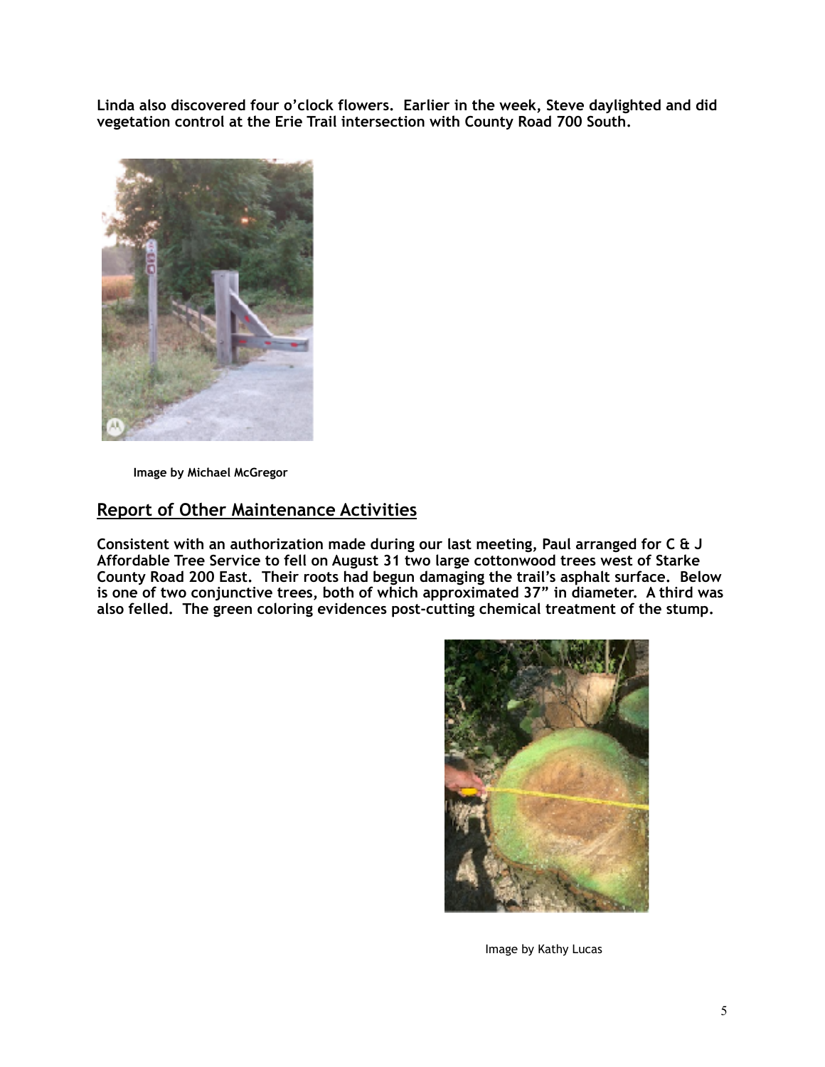**Linda also discovered four o'clock flowers. Earlier in the week, Steve daylighted and did vegetation control at the Erie Trail intersection with County Road 700 South.**

**Image by Michael McGregor**

## Report of Other Maintenance Activities

**Consistent with an authorization made during our last meeting, Paul arranged for C & J Affordable Tree Service to fell on August 31 two large cottonwood trees west of Starke County Road 200 East. Their roots had begun damaging the trail's asphalt surface. Below is one of two conjunctive trees, both of which approximated 37" in diameter. A third was also felled. The green coloring evidences post-cutting chemical treatment of the stump.**

Image by Kathy Lucas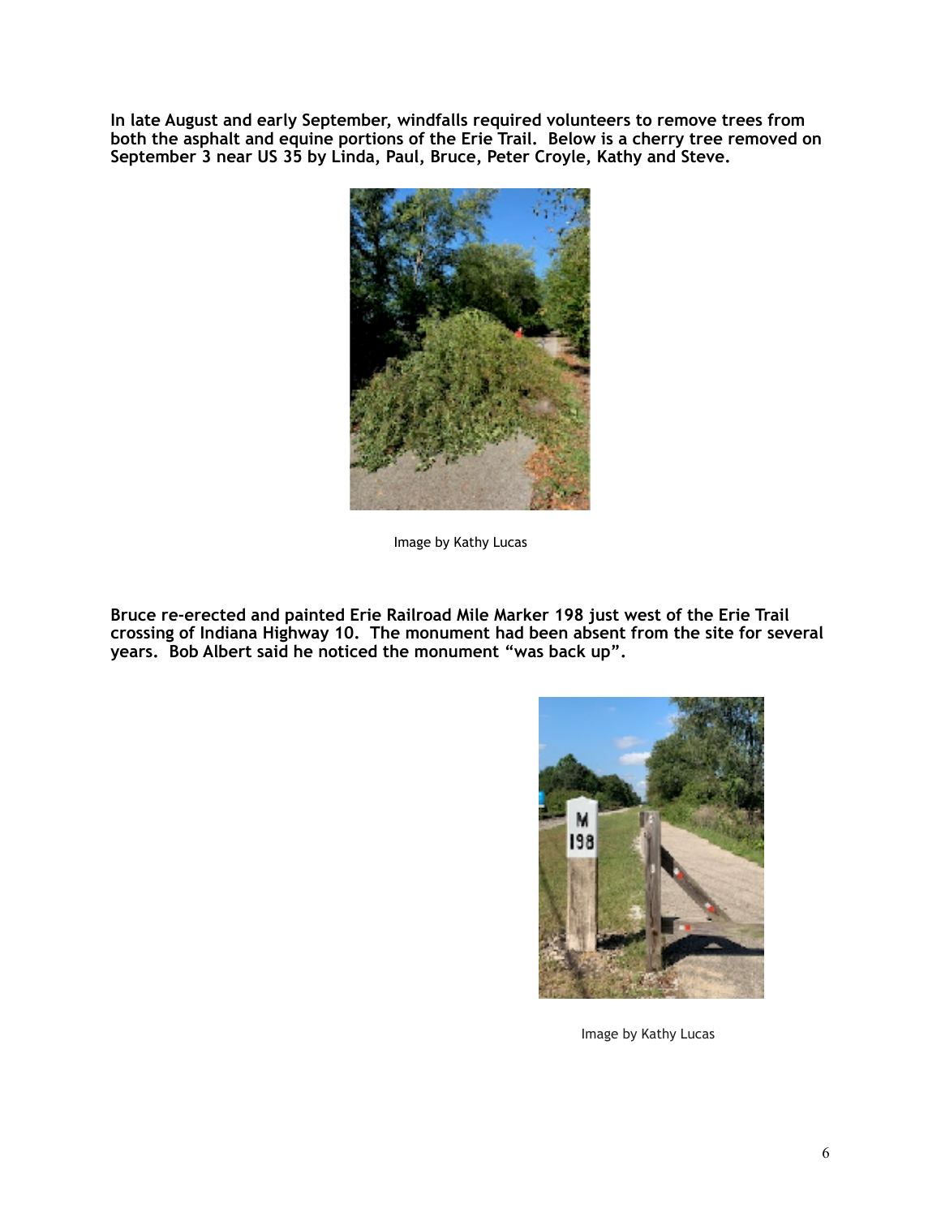**In late August and early September, windfalls required volunteers to remove trees from both the asphalt and equine portions of the Erie Trail. Below is a cherry tree removed on September 3 near US 35 by Linda, Paul, Bruce, Peter Croyle, Kathy and Steve.**

Image by Kathy Lucas

**Bruce re-erected and painted Erie Railroad Mile Marker 198 just west of the Erie Trail crossing of Indiana Highway 10. The monument had been absent from the site for several years. Bob Albert said he noticed the monument "was back up".**

Image by Kathy Lucas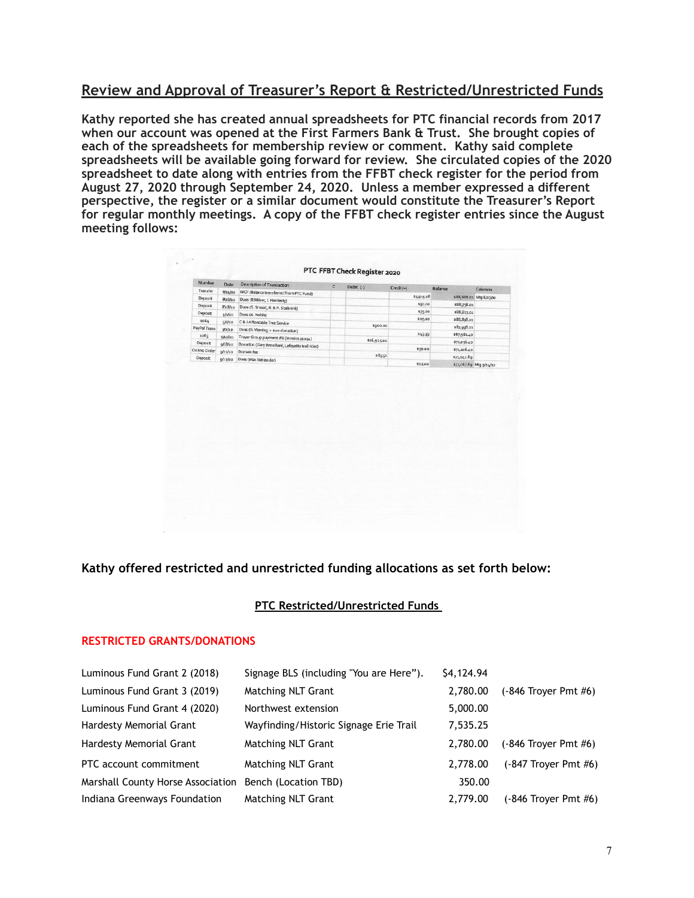## Review and Approval of Treasurer's Report & Restricted/Unrestricted Funds

**Kathy reported she has created annual spreadsheets for PTC financial records from 2017 when our account was opened at the First Farmers Bank & Trust. She brought copies of each of the spreadsheets for membership review or comment. Kathy said complete spreadsheets will be available going forward for review. She circulated copies of the 2020 spreadsheet to date along with entries from the FFBT check register for the period from August 27, 2020 through September 24, 2020. Unless a member expressed a different perspective, the register or a similar document would constitute the Treasurer's Report for regular monthly meetings. A copy of the FFBT check register entries since the August meeting follows:**

**PTC FFBT Check Register 2020**

| Number | Date | Description of Transaction | C | Debit (-) | Credit (+) | Balance | Columns |
|---|---|---|---|---|---|---|---|
| Transfer | 8/24/20 | NICF (Balance transferred from PTC Fund) | | | $3,925.28 | $88,688.01 | Mtg 8/27/20 |
| Deposit | 8/28/20 | Dues (R.Milner, J. Hardesty) | | | $50.00 | $88,738.01 | |
| Deposit | 8/28/20 | Dues (S. Snead, R. & P. Stalbrink) | | | $75.00 | $88,813.01 | |
| Deposit | 9/1/20 | Dues (A. Noble) | | | $25.00 | $88,838.01 | |
| 1064 | 9/1/20 | C & J Affordable Tree Service | | $900.00 | | $87,938.01 | |
| PayPal Trans | 9/3/20 | Dues (R. Vleming + $20 donation) | | | $43.39 | $87,981.40 | |
| 1065 | 9/10/20 | Troyer Group payment #6 (invoice 29004) | | $16,825.00 | | $71,156.40 | |
| Deposit | 9/18/20 | Donation (Gary Brouillard, Lafayette trail rider) | | | $50.00 | $71,206.40 | |
| Online Order | 9/21/20 | Domain fee | | $163.51 | | $71,042.89 | |
| Deposit | 9/22/20 | Dues (Max Rehlander) | | | $25.00 | $71,067.89 | Mtg 9/24/20 |

**Kathy offered restricted and unrestricted funding allocations as set forth below:**

**PTC Restricted/Unrestricted Funds**

**RESTRICTED GRANTS/DONATIONS**

| | | | |
|---|---|---|---|
| Luminous Fund Grant 2 (2018) | Signage BLS (including "You are Here"). | $4,124.94 | |
| Luminous Fund Grant 3 (2019) | Matching NLT Grant | 2,780.00 | (-846 Troyer Pmt #6) |
| Luminous Fund Grant 4 (2020) | Northwest extension | 5,000.00 | |
| Hardesty Memorial Grant | Wayfinding/Historic Signage Erie Trail | 7,535.25 | |
| Hardesty Memorial Grant | Matching NLT Grant | 2,780.00 | (-846 Troyer Pmt #6) |
| PTC account commitment | Matching NLT Grant | 2,778.00 | (-847 Troyer Pmt #6) |
| Marshall County Horse Association | Bench (Location TBD) | 350.00 | |
| Indiana Greenways Foundation | Matching NLT Grant | 2,779.00 | (-846 Troyer Pmt #6) |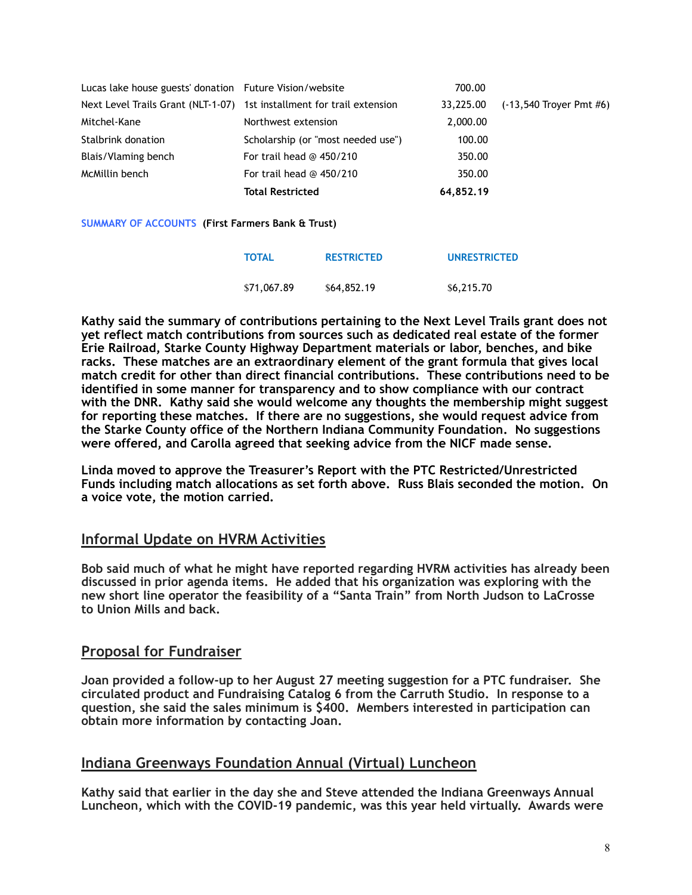| | | | |
|---|---|---|---|
| Lucas lake house guests' donation | Future Vision/website | 700.00 | |
| Next Level Trails Grant (NLT-1-07) | 1st installment for trail extension | 33,225.00 | (-13,540 Troyer Pmt #6) |
| Mitchel-Kane | Northwest extension | 2,000.00 | |
| Stalbrink donation | Scholarship (or "most needed use") | 100.00 | |
| Blais/Vlaming bench | For trail head @ 450/210 | 350.00 | |
| McMillin bench | For trail head @ 450/210 | 350.00 | |
| | **Total Restricted** | **64,852.19** | |

**SUMMARY OF ACCOUNTS (First Farmers Bank & Trust)**

| TOTAL | RESTRICTED | UNRESTRICTED |
|---|---|---|
| $71,067.89 | $64,852.19 | $6,215.70 |

**Kathy said the summary of contributions pertaining to the Next Level Trails grant does not yet reflect match contributions from sources such as dedicated real estate of the former Erie Railroad, Starke County Highway Department materials or labor, benches, and bike racks. These matches are an extraordinary element of the grant formula that gives local match credit for other than direct financial contributions. These contributions need to be identified in some manner for transparency and to show compliance with our contract with the DNR. Kathy said she would welcome any thoughts the membership might suggest for reporting these matches. If there are no suggestions, she would request advice from the Starke County office of the Northern Indiana Community Foundation. No suggestions were offered, and Carolla agreed that seeking advice from the NICF made sense.**

**Linda moved to approve the Treasurer's Report with the PTC Restricted/Unrestricted Funds including match allocations as set forth above. Russ Blais seconded the motion. On a voice vote, the motion carried.**

## Informal Update on HVRM Activities

**Bob said much of what he might have reported regarding HVRM activities has already been discussed in prior agenda items. He added that his organization was exploring with the new short line operator the feasibility of a "Santa Train" from North Judson to LaCrosse to Union Mills and back.**

## Proposal for Fundraiser

**Joan provided a follow-up to her August 27 meeting suggestion for a PTC fundraiser. She circulated product and Fundraising Catalog 6 from the Carruth Studio. In response to a question, she said the sales minimum is $400. Members interested in participation can obtain more information by contacting Joan.**

## Indiana Greenways Foundation Annual (Virtual) Luncheon

**Kathy said that earlier in the day she and Steve attended the Indiana Greenways Annual Luncheon, which with the COVID-19 pandemic, was this year held virtually. Awards were**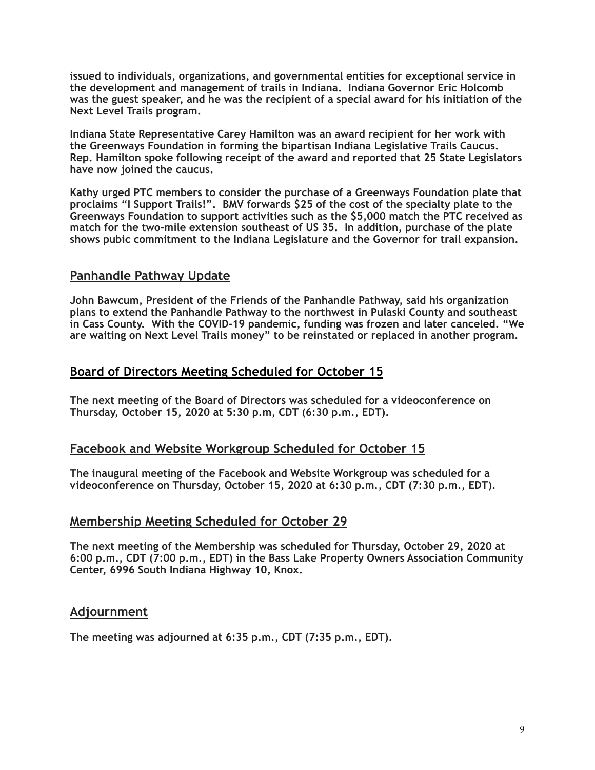**issued to individuals, organizations, and governmental entities for exceptional service in the development and management of trails in Indiana. Indiana Governor Eric Holcomb was the guest speaker, and he was the recipient of a special award for his initiation of the Next Level Trails program.**

**Indiana State Representative Carey Hamilton was an award recipient for her work with the Greenways Foundation in forming the bipartisan Indiana Legislative Trails Caucus. Rep. Hamilton spoke following receipt of the award and reported that 25 State Legislators have now joined the caucus.**

**Kathy urged PTC members to consider the purchase of a Greenways Foundation plate that proclaims "I Support Trails!". BMV forwards $25 of the cost of the specialty plate to the Greenways Foundation to support activities such as the $5,000 match the PTC received as match for the two-mile extension southeast of US 35. In addition, purchase of the plate shows pubic commitment to the Indiana Legislature and the Governor for trail expansion.**

## Panhandle Pathway Update

**John Bawcum, President of the Friends of the Panhandle Pathway, said his organization plans to extend the Panhandle Pathway to the northwest in Pulaski County and southeast in Cass County. With the COVID-19 pandemic, funding was frozen and later canceled. "We are waiting on Next Level Trails money" to be reinstated or replaced in another program.**

## Board of Directors Meeting Scheduled for October 15

**The next meeting of the Board of Directors was scheduled for a videoconference on Thursday, October 15, 2020 at 5:30 p.m, CDT (6:30 p.m., EDT).**

## Facebook and Website Workgroup Scheduled for October 15

**The inaugural meeting of the Facebook and Website Workgroup was scheduled for a videoconference on Thursday, October 15, 2020 at 6:30 p.m., CDT (7:30 p.m., EDT).**

## Membership Meeting Scheduled for October 29

**The next meeting of the Membership was scheduled for Thursday, October 29, 2020 at 6:00 p.m., CDT (7:00 p.m., EDT) in the Bass Lake Property Owners Association Community Center, 6996 South Indiana Highway 10, Knox.**

## Adjournment

**The meeting was adjourned at 6:35 p.m., CDT (7:35 p.m., EDT).**